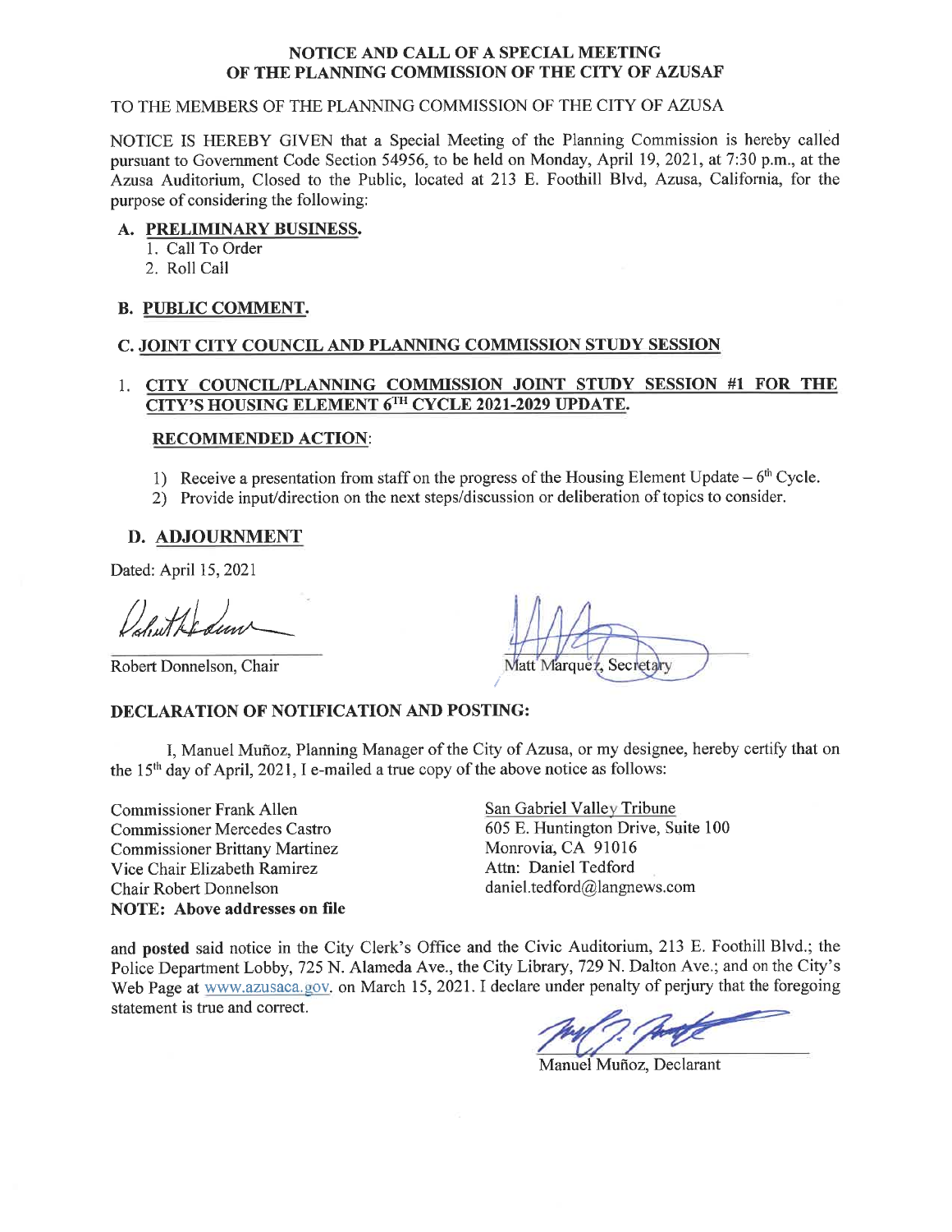**NOTICE AND CALL OF A SPECIAL MEETING OF THE PLANNING COMMISSION OF THE CITY OF AZUSAF**

TO THE MEMBERS OF THE PLANNING COMMISSION OF THE CITY OF AZUSA

NOTICE IS HEREBY GIVEN that a Special Meeting of the Planning Commission is hereby called pursuant to Government Code Section 54956, to be held on Monday, April 19, 2021, at 7:30 p.m., at the Azusa Auditorium, Closed to the Public, located at 213 E. Foothill Blvd, Azusa, California, for the purpose of considering the following:

**A. PRELIMINARY BUSINESS.**

1. Call To Order
2. Roll Call

**B. PUBLIC COMMENT.**

**C. JOINT CITY COUNCIL AND PLANNING COMMISSION STUDY SESSION**

1. **CITY COUNCIL/PLANNING COMMISSION JOINT STUDY SESSION #1 FOR THE CITY'S HOUSING ELEMENT 6TH CYCLE 2021-2029 UPDATE.**

   **RECOMMENDED ACTION:**

   1) Receive a presentation from staff on the progress of the Housing Element Update – 6th Cycle.
   2) Provide input/direction on the next steps/discussion or deliberation of topics to consider.

**D. ADJOURNMENT**

Dated: April 15, 2021

Robert Donnelson, Chair

Matt Marquez, Secretary

**DECLARATION OF NOTIFICATION AND POSTING:**

I, Manuel Muñoz, Planning Manager of the City of Azusa, or my designee, hereby certify that on the 15th day of April, 2021, I e-mailed a true copy of the above notice as follows:

Commissioner Frank Allen
Commissioner Mercedes Castro
Commissioner Brittany Martinez
Vice Chair Elizabeth Ramirez
Chair Robert Donnelson
**NOTE: Above addresses on file**

San Gabriel Valley Tribune
605 E. Huntington Drive, Suite 100
Monrovia, CA 91016
Attn: Daniel Tedford
daniel.tedford@langnews.com

and **posted** said notice in the City Clerk's Office and the Civic Auditorium, 213 E. Foothill Blvd.; the Police Department Lobby, 725 N. Alameda Ave., the City Library, 729 N. Dalton Ave.; and on the City's Web Page at www.azusaca.gov. on March 15, 2021. I declare under penalty of perjury that the foregoing statement is true and correct.

Manuel Muñoz, Declarant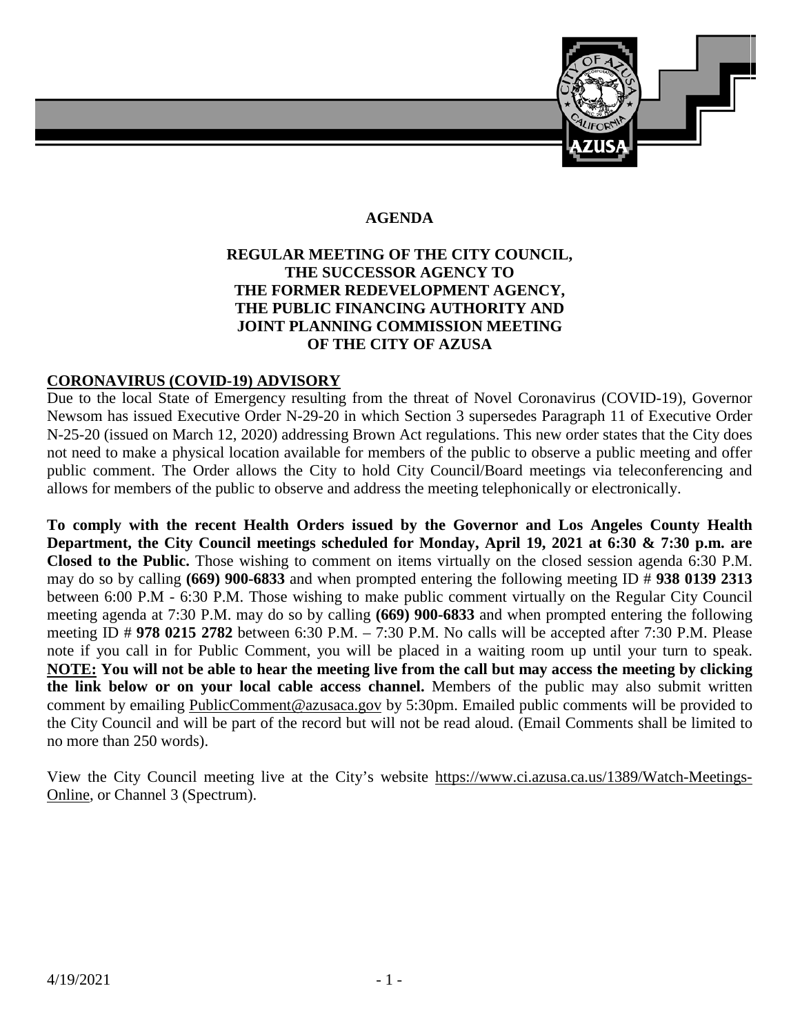**AGENDA**

**REGULAR MEETING OF THE CITY COUNCIL, THE SUCCESSOR AGENCY TO THE FORMER REDEVELOPMENT AGENCY, THE PUBLIC FINANCING AUTHORITY AND JOINT PLANNING COMMISSION MEETING OF THE CITY OF AZUSA**

## CORONAVIRUS (COVID-19) ADVISORY

Due to the local State of Emergency resulting from the threat of Novel Coronavirus (COVID-19), Governor Newsom has issued Executive Order N-29-20 in which Section 3 supersedes Paragraph 11 of Executive Order N-25-20 (issued on March 12, 2020) addressing Brown Act regulations. This new order states that the City does not need to make a physical location available for members of the public to observe a public meeting and offer public comment. The Order allows the City to hold City Council/Board meetings via teleconferencing and allows for members of the public to observe and address the meeting telephonically or electronically.

**To comply with the recent Health Orders issued by the Governor and Los Angeles County Health Department, the City Council meetings scheduled for Monday, April 19, 2021 at 6:30 & 7:30 p.m. are Closed to the Public.** Those wishing to comment on items virtually on the closed session agenda 6:30 P.M. may do so by calling **(669) 900-6833** and when prompted entering the following meeting ID # **938 0139 2313** between 6:00 P.M - 6:30 P.M. Those wishing to make public comment virtually on the Regular City Council meeting agenda at 7:30 P.M. may do so by calling **(669) 900-6833** and when prompted entering the following meeting ID # **978 0215 2782** between 6:30 P.M. – 7:30 P.M. No calls will be accepted after 7:30 P.M. Please note if you call in for Public Comment, you will be placed in a waiting room up until your turn to speak. **NOTE: You will not be able to hear the meeting live from the call but may access the meeting by clicking the link below or on your local cable access channel.** Members of the public may also submit written comment by emailing PublicComment@azusaca.gov by 5:30pm. Emailed public comments will be provided to the City Council and will be part of the record but will not be read aloud. (Email Comments shall be limited to no more than 250 words).

View the City Council meeting live at the City's website https://www.ci.azusa.ca.us/1389/Watch-Meetings-Online, or Channel 3 (Spectrum).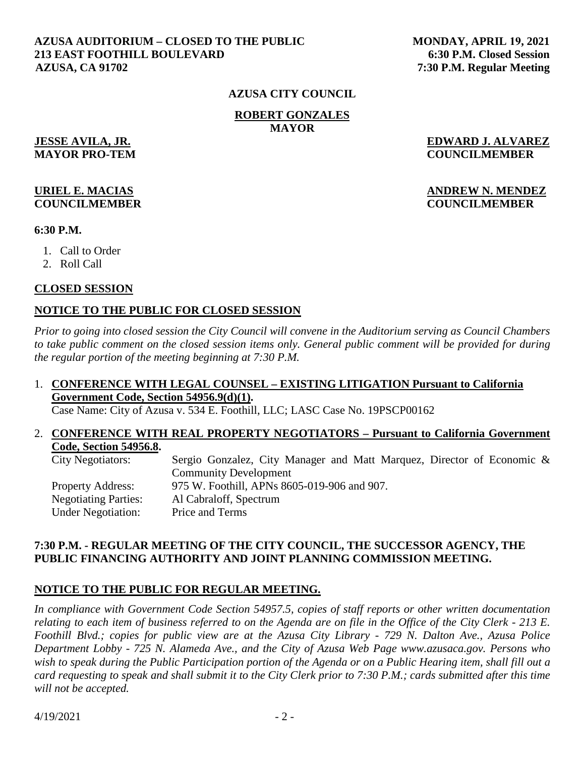**AZUSA AUDITORIUM – CLOSED TO THE PUBLIC**
**213 EAST FOOTHILL BOULEVARD**
**AZUSA, CA 91702**

**MONDAY, APRIL 19, 2021**
**6:30 P.M. Closed Session**
**7:30 P.M. Regular Meeting**

**AZUSA CITY COUNCIL**

**ROBERT GONZALES**
**MAYOR**

**JESSE AVILA, JR.**
**MAYOR PRO-TEM**

**EDWARD J. ALVAREZ**
**COUNCILMEMBER**

**URIEL E. MACIAS**
**COUNCILMEMBER**

**ANDREW N. MENDEZ**
**COUNCILMEMBER**

**6:30 P.M.**

1. Call to Order
2. Roll Call

## CLOSED SESSION

## NOTICE TO THE PUBLIC FOR CLOSED SESSION

*Prior to going into closed session the City Council will convene in the Auditorium serving as Council Chambers to take public comment on the closed session items only. General public comment will be provided for during the regular portion of the meeting beginning at 7:30 P.M.*

1. **CONFERENCE WITH LEGAL COUNSEL – EXISTING LITIGATION Pursuant to California Government Code, Section 54956.9(d)(1).**
   Case Name: City of Azusa v. 534 E. Foothill, LLC; LASC Case No. 19PSCP00162

2. **CONFERENCE WITH REAL PROPERTY NEGOTIATORS – Pursuant to California Government Code, Section 54956.8.**

| | |
|---|---|
| City Negotiators: | Sergio Gonzalez, City Manager and Matt Marquez, Director of Economic & Community Development |
| Property Address: | 975 W. Foothill, APNs 8605-019-906 and 907. |
| Negotiating Parties: | Al Cabraloff, Spectrum |
| Under Negotiation: | Price and Terms |

## 7:30 P.M. - REGULAR MEETING OF THE CITY COUNCIL, THE SUCCESSOR AGENCY, THE PUBLIC FINANCING AUTHORITY AND JOINT PLANNING COMMISSION MEETING.

## NOTICE TO THE PUBLIC FOR REGULAR MEETING.

*In compliance with Government Code Section 54957.5, copies of staff reports or other written documentation relating to each item of business referred to on the Agenda are on file in the Office of the City Clerk - 213 E. Foothill Blvd.; copies for public view are at the Azusa City Library - 729 N. Dalton Ave., Azusa Police Department Lobby - 725 N. Alameda Ave., and the City of Azusa Web Page www.azusaca.gov. Persons who wish to speak during the Public Participation portion of the Agenda or on a Public Hearing item, shall fill out a card requesting to speak and shall submit it to the City Clerk prior to 7:30 P.M.; cards submitted after this time will not be accepted.*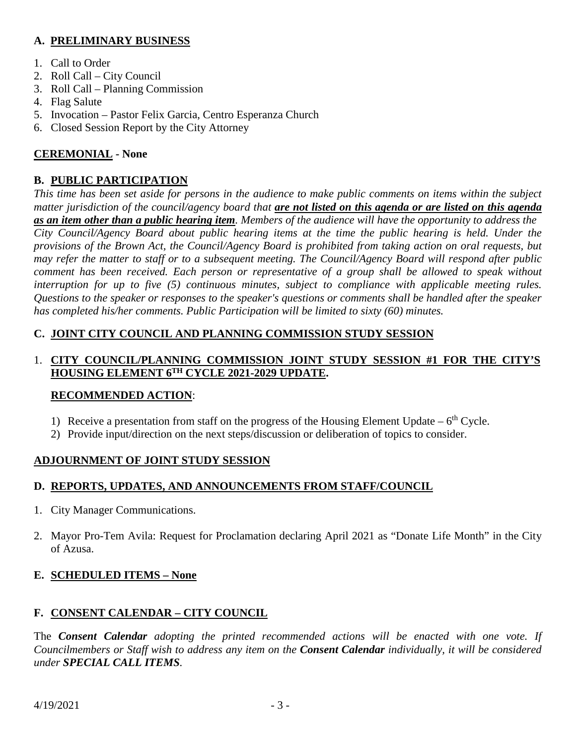## A. PRELIMINARY BUSINESS

1. Call to Order
2. Roll Call – City Council
3. Roll Call – Planning Commission
4. Flag Salute
5. Invocation – Pastor Felix Garcia, Centro Esperanza Church
6. Closed Session Report by the City Attorney

## CEREMONIAL - None

## B. PUBLIC PARTICIPATION

*This time has been set aside for persons in the audience to make public comments on items within the subject matter jurisdiction of the council/agency board that* ***are not listed on this agenda or are listed on this agenda as an item other than a public hearing item****. Members of the audience will have the opportunity to address the City Council/Agency Board about public hearing items at the time the public hearing is held. Under the provisions of the Brown Act, the Council/Agency Board is prohibited from taking action on oral requests, but may refer the matter to staff or to a subsequent meeting. The Council/Agency Board will respond after public comment has been received. Each person or representative of a group shall be allowed to speak without interruption for up to five (5) continuous minutes, subject to compliance with applicable meeting rules. Questions to the speaker or responses to the speaker's questions or comments shall be handled after the speaker has completed his/her comments. Public Participation will be limited to sixty (60) minutes.*

## C. JOINT CITY COUNCIL AND PLANNING COMMISSION STUDY SESSION

1. **CITY COUNCIL/PLANNING COMMISSION JOINT STUDY SESSION #1 FOR THE CITY'S HOUSING ELEMENT 6TH CYCLE 2021-2029 UPDATE.**

   **RECOMMENDED ACTION**:

   1) Receive a presentation from staff on the progress of the Housing Element Update – 6th Cycle.
   2) Provide input/direction on the next steps/discussion or deliberation of topics to consider.

## ADJOURNMENT OF JOINT STUDY SESSION

## D. REPORTS, UPDATES, AND ANNOUNCEMENTS FROM STAFF/COUNCIL

1. City Manager Communications.
2. Mayor Pro-Tem Avila: Request for Proclamation declaring April 2021 as "Donate Life Month" in the City of Azusa.

## E. SCHEDULED ITEMS – None

## F. CONSENT CALENDAR – CITY COUNCIL

The ***Consent Calendar*** *adopting the printed recommended actions will be enacted with one vote. If Councilmembers or Staff wish to address any item on the* ***Consent Calendar*** *individually, it will be considered under* ***SPECIAL CALL ITEMS****.*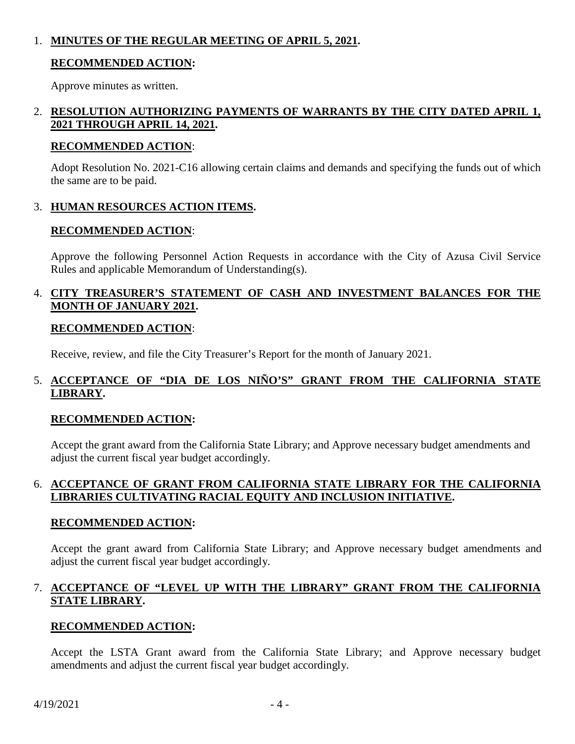1. **MINUTES OF THE REGULAR MEETING OF APRIL 5, 2021.**

   **RECOMMENDED ACTION:**

   Approve minutes as written.

2. **RESOLUTION AUTHORIZING PAYMENTS OF WARRANTS BY THE CITY DATED APRIL 1, 2021 THROUGH APRIL 14, 2021.**

   **RECOMMENDED ACTION**:

   Adopt Resolution No. 2021-C16 allowing certain claims and demands and specifying the funds out of which the same are to be paid.

3. **HUMAN RESOURCES ACTION ITEMS.**

   **RECOMMENDED ACTION**:

   Approve the following Personnel Action Requests in accordance with the City of Azusa Civil Service Rules and applicable Memorandum of Understanding(s).

4. **CITY TREASURER'S STATEMENT OF CASH AND INVESTMENT BALANCES FOR THE MONTH OF JANUARY 2021.**

   **RECOMMENDED ACTION**:

   Receive, review, and file the City Treasurer's Report for the month of January 2021.

5. **ACCEPTANCE OF "DIA DE LOS NIÑO'S" GRANT FROM THE CALIFORNIA STATE LIBRARY.**

   **RECOMMENDED ACTION:**

   Accept the grant award from the California State Library; and Approve necessary budget amendments and adjust the current fiscal year budget accordingly.

6. **ACCEPTANCE OF GRANT FROM CALIFORNIA STATE LIBRARY FOR THE CALIFORNIA LIBRARIES CULTIVATING RACIAL EQUITY AND INCLUSION INITIATIVE.**

   **RECOMMENDED ACTION:**

   Accept the grant award from California State Library; and Approve necessary budget amendments and adjust the current fiscal year budget accordingly.

7. **ACCEPTANCE OF "LEVEL UP WITH THE LIBRARY" GRANT FROM THE CALIFORNIA STATE LIBRARY.**

   **RECOMMENDED ACTION:**

   Accept the LSTA Grant award from the California State Library; and Approve necessary budget amendments and adjust the current fiscal year budget accordingly.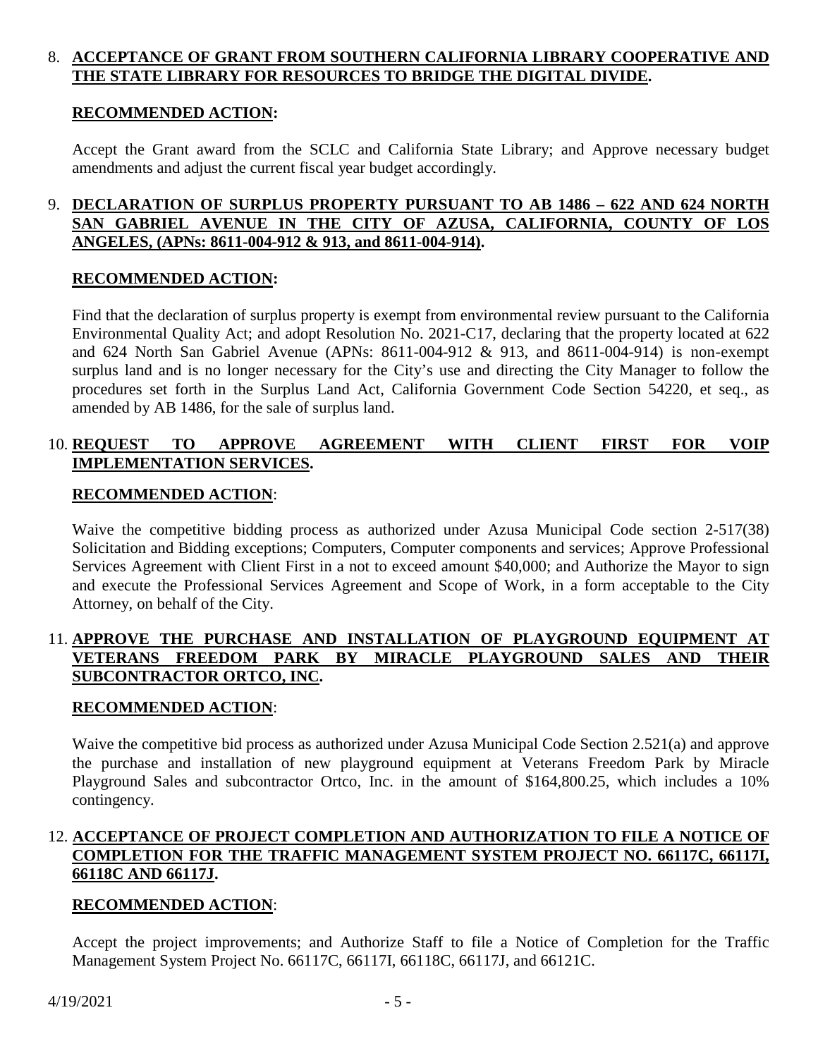8. **ACCEPTANCE OF GRANT FROM SOUTHERN CALIFORNIA LIBRARY COOPERATIVE AND THE STATE LIBRARY FOR RESOURCES TO BRIDGE THE DIGITAL DIVIDE.**

   **RECOMMENDED ACTION:**

   Accept the Grant award from the SCLC and California State Library; and Approve necessary budget amendments and adjust the current fiscal year budget accordingly.

9. **DECLARATION OF SURPLUS PROPERTY PURSUANT TO AB 1486 – 622 AND 624 NORTH SAN GABRIEL AVENUE IN THE CITY OF AZUSA, CALIFORNIA, COUNTY OF LOS ANGELES, (APNs: 8611-004-912 & 913, and 8611-004-914).**

   **RECOMMENDED ACTION:**

   Find that the declaration of surplus property is exempt from environmental review pursuant to the California Environmental Quality Act; and adopt Resolution No. 2021-C17, declaring that the property located at 622 and 624 North San Gabriel Avenue (APNs: 8611-004-912 & 913, and 8611-004-914) is non-exempt surplus land and is no longer necessary for the City's use and directing the City Manager to follow the procedures set forth in the Surplus Land Act, California Government Code Section 54220, et seq., as amended by AB 1486, for the sale of surplus land.

10. **REQUEST TO APPROVE AGREEMENT WITH CLIENT FIRST FOR VOIP IMPLEMENTATION SERVICES.**

    **RECOMMENDED ACTION**:

    Waive the competitive bidding process as authorized under Azusa Municipal Code section 2-517(38) Solicitation and Bidding exceptions; Computers, Computer components and services; Approve Professional Services Agreement with Client First in a not to exceed amount $40,000; and Authorize the Mayor to sign and execute the Professional Services Agreement and Scope of Work, in a form acceptable to the City Attorney, on behalf of the City.

11. **APPROVE THE PURCHASE AND INSTALLATION OF PLAYGROUND EQUIPMENT AT VETERANS FREEDOM PARK BY MIRACLE PLAYGROUND SALES AND THEIR SUBCONTRACTOR ORTCO, INC.**

    **RECOMMENDED ACTION**:

    Waive the competitive bid process as authorized under Azusa Municipal Code Section 2.521(a) and approve the purchase and installation of new playground equipment at Veterans Freedom Park by Miracle Playground Sales and subcontractor Ortco, Inc. in the amount of $164,800.25, which includes a 10% contingency.

12. **ACCEPTANCE OF PROJECT COMPLETION AND AUTHORIZATION TO FILE A NOTICE OF COMPLETION FOR THE TRAFFIC MANAGEMENT SYSTEM PROJECT NO. 66117C, 66117I, 66118C AND 66117J.**

    **RECOMMENDED ACTION**:

    Accept the project improvements; and Authorize Staff to file a Notice of Completion for the Traffic Management System Project No. 66117C, 66117I, 66118C, 66117J, and 66121C.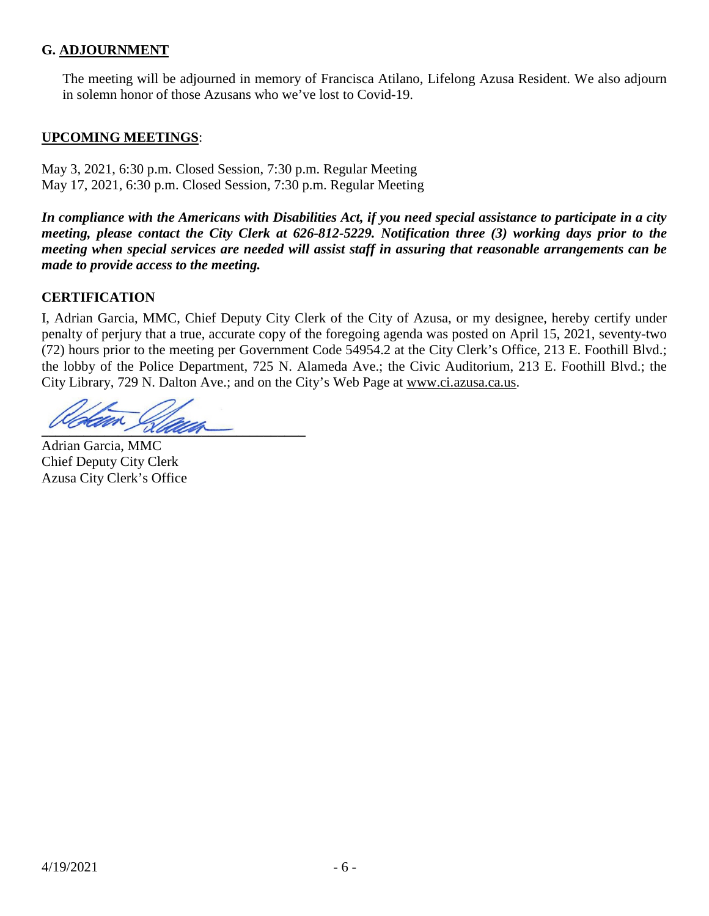### G. ADJOURNMENT

The meeting will be adjourned in memory of Francisca Atilano, Lifelong Azusa Resident. We also adjourn in solemn honor of those Azusans who we've lost to Covid-19.

**UPCOMING MEETINGS**:

May 3, 2021, 6:30 p.m. Closed Session, 7:30 p.m. Regular Meeting
May 17, 2021, 6:30 p.m. Closed Session, 7:30 p.m. Regular Meeting

***In compliance with the Americans with Disabilities Act, if you need special assistance to participate in a city meeting, please contact the City Clerk at 626-812-5229. Notification three (3) working days prior to the meeting when special services are needed will assist staff in assuring that reasonable arrangements can be made to provide access to the meeting.***

### CERTIFICATION

I, Adrian Garcia, MMC, Chief Deputy City Clerk of the City of Azusa, or my designee, hereby certify under penalty of perjury that a true, accurate copy of the foregoing agenda was posted on April 15, 2021, seventy-two (72) hours prior to the meeting per Government Code 54954.2 at the City Clerk's Office, 213 E. Foothill Blvd.; the lobby of the Police Department, 725 N. Alameda Ave.; the Civic Auditorium, 213 E. Foothill Blvd.; the City Library, 729 N. Dalton Ave.; and on the City's Web Page at www.ci.azusa.ca.us.

Adrian Garcia, MMC
Chief Deputy City Clerk
Azusa City Clerk's Office